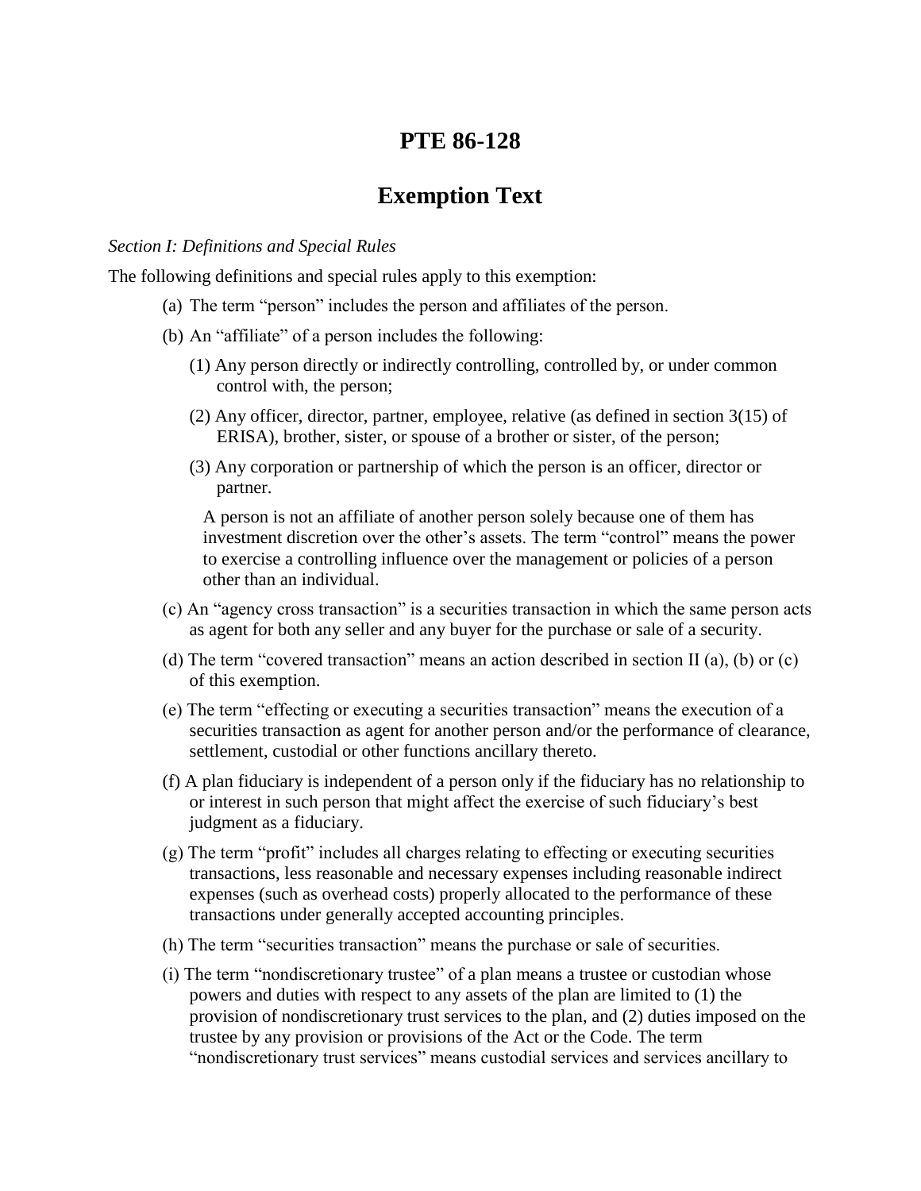# PTE 86-128

## Exemption Text

*Section I: Definitions and Special Rules*

The following definitions and special rules apply to this exemption:

(a) The term "person" includes the person and affiliates of the person.

(b) An "affiliate" of a person includes the following:

(1) Any person directly or indirectly controlling, controlled by, or under common control with, the person;

(2) Any officer, director, partner, employee, relative (as defined in section 3(15) of ERISA), brother, sister, or spouse of a brother or sister, of the person;

(3) Any corporation or partnership of which the person is an officer, director or partner.

A person is not an affiliate of another person solely because one of them has investment discretion over the other's assets. The term "control" means the power to exercise a controlling influence over the management or policies of a person other than an individual.

(c) An "agency cross transaction" is a securities transaction in which the same person acts as agent for both any seller and any buyer for the purchase or sale of a security.

(d) The term "covered transaction" means an action described in section II (a), (b) or (c) of this exemption.

(e) The term "effecting or executing a securities transaction" means the execution of a securities transaction as agent for another person and/or the performance of clearance, settlement, custodial or other functions ancillary thereto.

(f) A plan fiduciary is independent of a person only if the fiduciary has no relationship to or interest in such person that might affect the exercise of such fiduciary's best judgment as a fiduciary.

(g) The term "profit" includes all charges relating to effecting or executing securities transactions, less reasonable and necessary expenses including reasonable indirect expenses (such as overhead costs) properly allocated to the performance of these transactions under generally accepted accounting principles.

(h) The term "securities transaction" means the purchase or sale of securities.

(i) The term "nondiscretionary trustee" of a plan means a trustee or custodian whose powers and duties with respect to any assets of the plan are limited to (1) the provision of nondiscretionary trust services to the plan, and (2) duties imposed on the trustee by any provision or provisions of the Act or the Code. The term "nondiscretionary trust services" means custodial services and services ancillary to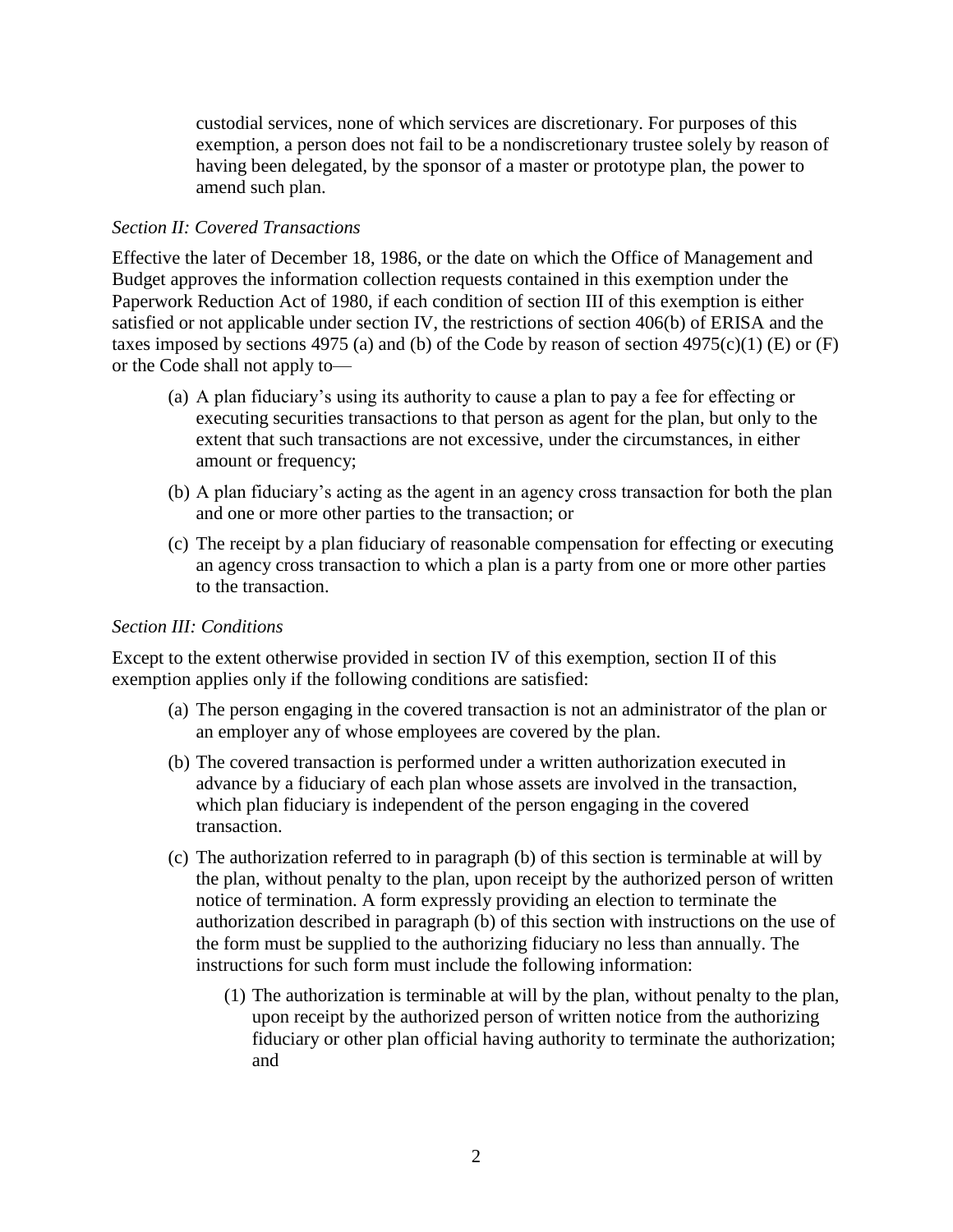custodial services, none of which services are discretionary. For purposes of this exemption, a person does not fail to be a nondiscretionary trustee solely by reason of having been delegated, by the sponsor of a master or prototype plan, the power to amend such plan.

*Section II: Covered Transactions*

Effective the later of December 18, 1986, or the date on which the Office of Management and Budget approves the information collection requests contained in this exemption under the Paperwork Reduction Act of 1980, if each condition of section III of this exemption is either satisfied or not applicable under section IV, the restrictions of section 406(b) of ERISA and the taxes imposed by sections 4975 (a) and (b) of the Code by reason of section 4975(c)(1) (E) or (F) or the Code shall not apply to—

(a) A plan fiduciary's using its authority to cause a plan to pay a fee for effecting or executing securities transactions to that person as agent for the plan, but only to the extent that such transactions are not excessive, under the circumstances, in either amount or frequency;

(b) A plan fiduciary's acting as the agent in an agency cross transaction for both the plan and one or more other parties to the transaction; or

(c) The receipt by a plan fiduciary of reasonable compensation for effecting or executing an agency cross transaction to which a plan is a party from one or more other parties to the transaction.

*Section III: Conditions*

Except to the extent otherwise provided in section IV of this exemption, section II of this exemption applies only if the following conditions are satisfied:

(a) The person engaging in the covered transaction is not an administrator of the plan or an employer any of whose employees are covered by the plan.

(b) The covered transaction is performed under a written authorization executed in advance by a fiduciary of each plan whose assets are involved in the transaction, which plan fiduciary is independent of the person engaging in the covered transaction.

(c) The authorization referred to in paragraph (b) of this section is terminable at will by the plan, without penalty to the plan, upon receipt by the authorized person of written notice of termination. A form expressly providing an election to terminate the authorization described in paragraph (b) of this section with instructions on the use of the form must be supplied to the authorizing fiduciary no less than annually. The instructions for such form must include the following information:

   (1) The authorization is terminable at will by the plan, without penalty to the plan, upon receipt by the authorized person of written notice from the authorizing fiduciary or other plan official having authority to terminate the authorization; and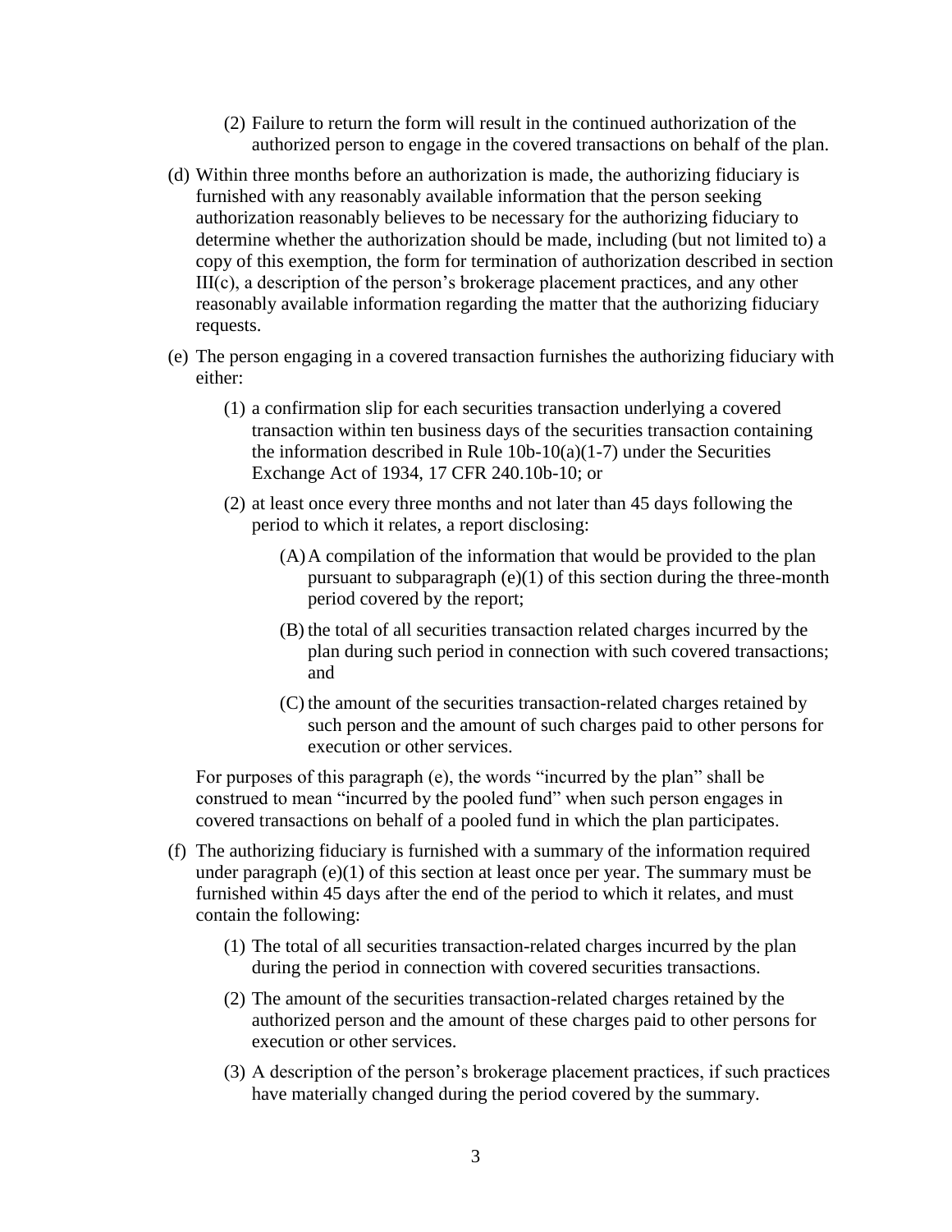(2) Failure to return the form will result in the continued authorization of the authorized person to engage in the covered transactions on behalf of the plan.

(d) Within three months before an authorization is made, the authorizing fiduciary is furnished with any reasonably available information that the person seeking authorization reasonably believes to be necessary for the authorizing fiduciary to determine whether the authorization should be made, including (but not limited to) a copy of this exemption, the form for termination of authorization described in section III(c), a description of the person's brokerage placement practices, and any other reasonably available information regarding the matter that the authorizing fiduciary requests.

(e) The person engaging in a covered transaction furnishes the authorizing fiduciary with either:

(1) a confirmation slip for each securities transaction underlying a covered transaction within ten business days of the securities transaction containing the information described in Rule 10b-10(a)(1-7) under the Securities Exchange Act of 1934, 17 CFR 240.10b-10; or

(2) at least once every three months and not later than 45 days following the period to which it relates, a report disclosing:

(A) A compilation of the information that would be provided to the plan pursuant to subparagraph (e)(1) of this section during the three-month period covered by the report;

(B) the total of all securities transaction related charges incurred by the plan during such period in connection with such covered transactions; and

(C) the amount of the securities transaction-related charges retained by such person and the amount of such charges paid to other persons for execution or other services.

For purposes of this paragraph (e), the words "incurred by the plan" shall be construed to mean "incurred by the pooled fund" when such person engages in covered transactions on behalf of a pooled fund in which the plan participates.

(f) The authorizing fiduciary is furnished with a summary of the information required under paragraph (e)(1) of this section at least once per year. The summary must be furnished within 45 days after the end of the period to which it relates, and must contain the following:

(1) The total of all securities transaction-related charges incurred by the plan during the period in connection with covered securities transactions.

(2) The amount of the securities transaction-related charges retained by the authorized person and the amount of these charges paid to other persons for execution or other services.

(3) A description of the person's brokerage placement practices, if such practices have materially changed during the period covered by the summary.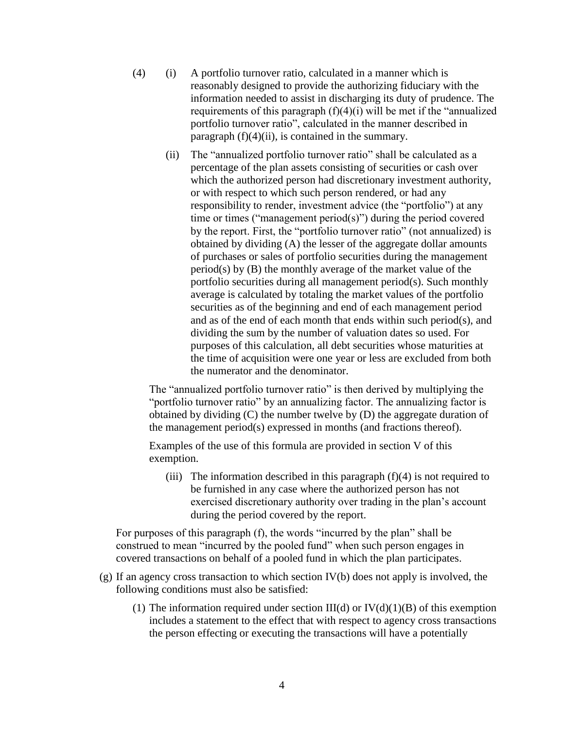(4) (i) A portfolio turnover ratio, calculated in a manner which is reasonably designed to provide the authorizing fiduciary with the information needed to assist in discharging its duty of prudence. The requirements of this paragraph (f)(4)(i) will be met if the "annualized portfolio turnover ratio", calculated in the manner described in paragraph (f)(4)(ii), is contained in the summary.

(ii) The "annualized portfolio turnover ratio" shall be calculated as a percentage of the plan assets consisting of securities or cash over which the authorized person had discretionary investment authority, or with respect to which such person rendered, or had any responsibility to render, investment advice (the "portfolio") at any time or times ("management period(s)") during the period covered by the report. First, the "portfolio turnover ratio" (not annualized) is obtained by dividing (A) the lesser of the aggregate dollar amounts of purchases or sales of portfolio securities during the management period(s) by (B) the monthly average of the market value of the portfolio securities during all management period(s). Such monthly average is calculated by totaling the market values of the portfolio securities as of the beginning and end of each management period and as of the end of each month that ends within such period(s), and dividing the sum by the number of valuation dates so used. For purposes of this calculation, all debt securities whose maturities at the time of acquisition were one year or less are excluded from both the numerator and the denominator.

The "annualized portfolio turnover ratio" is then derived by multiplying the "portfolio turnover ratio" by an annualizing factor. The annualizing factor is obtained by dividing (C) the number twelve by (D) the aggregate duration of the management period(s) expressed in months (and fractions thereof).

Examples of the use of this formula are provided in section V of this exemption.

(iii) The information described in this paragraph (f)(4) is not required to be furnished in any case where the authorized person has not exercised discretionary authority over trading in the plan's account during the period covered by the report.

For purposes of this paragraph (f), the words "incurred by the plan" shall be construed to mean "incurred by the pooled fund" when such person engages in covered transactions on behalf of a pooled fund in which the plan participates.

(g) If an agency cross transaction to which section IV(b) does not apply is involved, the following conditions must also be satisfied:

(1) The information required under section III(d) or IV(d)(1)(B) of this exemption includes a statement to the effect that with respect to agency cross transactions the person effecting or executing the transactions will have a potentially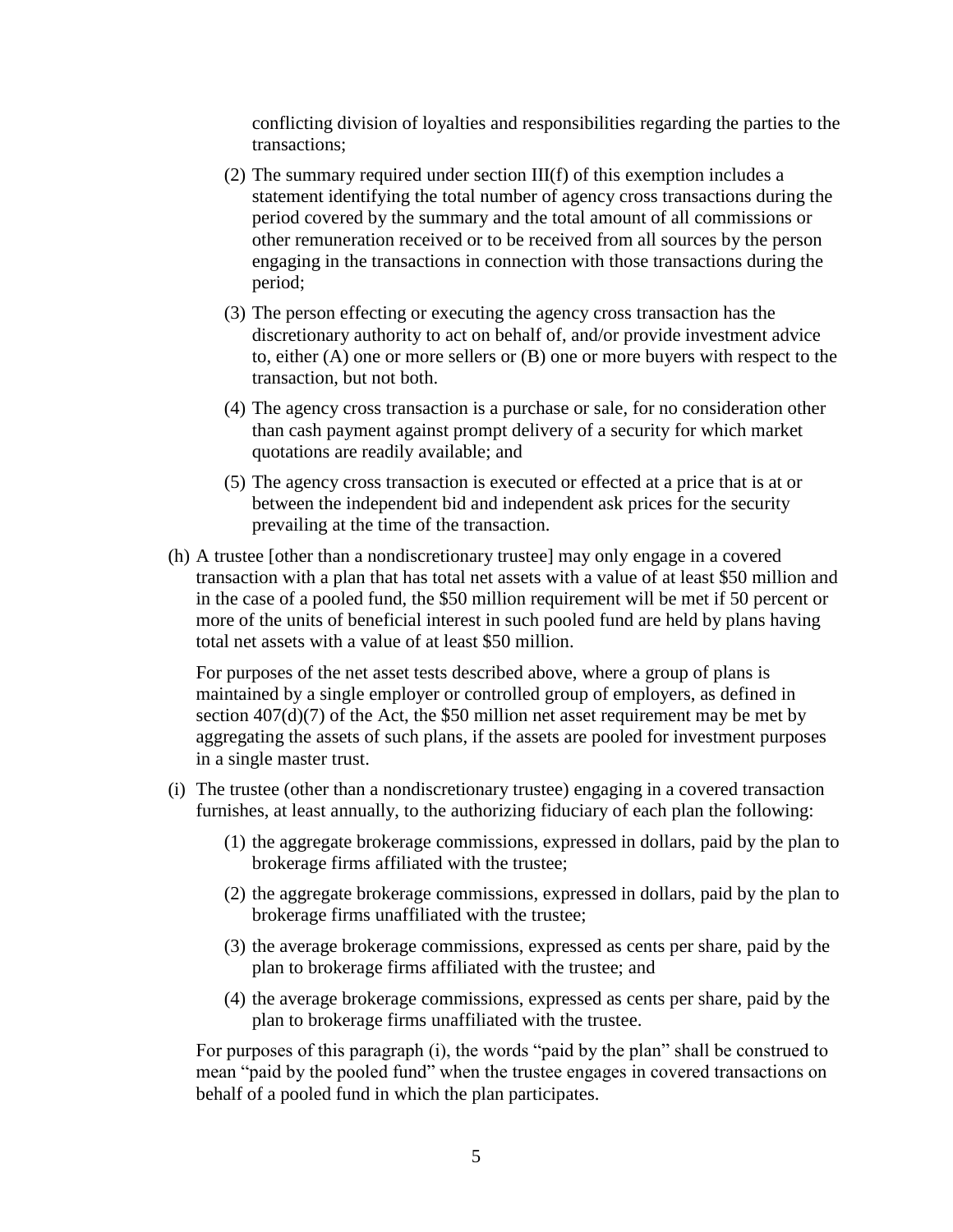conflicting division of loyalties and responsibilities regarding the parties to the transactions;

(2) The summary required under section III(f) of this exemption includes a statement identifying the total number of agency cross transactions during the period covered by the summary and the total amount of all commissions or other remuneration received or to be received from all sources by the person engaging in the transactions in connection with those transactions during the period;

(3) The person effecting or executing the agency cross transaction has the discretionary authority to act on behalf of, and/or provide investment advice to, either (A) one or more sellers or (B) one or more buyers with respect to the transaction, but not both.

(4) The agency cross transaction is a purchase or sale, for no consideration other than cash payment against prompt delivery of a security for which market quotations are readily available; and

(5) The agency cross transaction is executed or effected at a price that is at or between the independent bid and independent ask prices for the security prevailing at the time of the transaction.

(h) A trustee [other than a nondiscretionary trustee] may only engage in a covered transaction with a plan that has total net assets with a value of at least $50 million and in the case of a pooled fund, the $50 million requirement will be met if 50 percent or more of the units of beneficial interest in such pooled fund are held by plans having total net assets with a value of at least $50 million.

For purposes of the net asset tests described above, where a group of plans is maintained by a single employer or controlled group of employers, as defined in section 407(d)(7) of the Act, the $50 million net asset requirement may be met by aggregating the assets of such plans, if the assets are pooled for investment purposes in a single master trust.

(i) The trustee (other than a nondiscretionary trustee) engaging in a covered transaction furnishes, at least annually, to the authorizing fiduciary of each plan the following:

(1) the aggregate brokerage commissions, expressed in dollars, paid by the plan to brokerage firms affiliated with the trustee;

(2) the aggregate brokerage commissions, expressed in dollars, paid by the plan to brokerage firms unaffiliated with the trustee;

(3) the average brokerage commissions, expressed as cents per share, paid by the plan to brokerage firms affiliated with the trustee; and

(4) the average brokerage commissions, expressed as cents per share, paid by the plan to brokerage firms unaffiliated with the trustee.

For purposes of this paragraph (i), the words "paid by the plan" shall be construed to mean "paid by the pooled fund" when the trustee engages in covered transactions on behalf of a pooled fund in which the plan participates.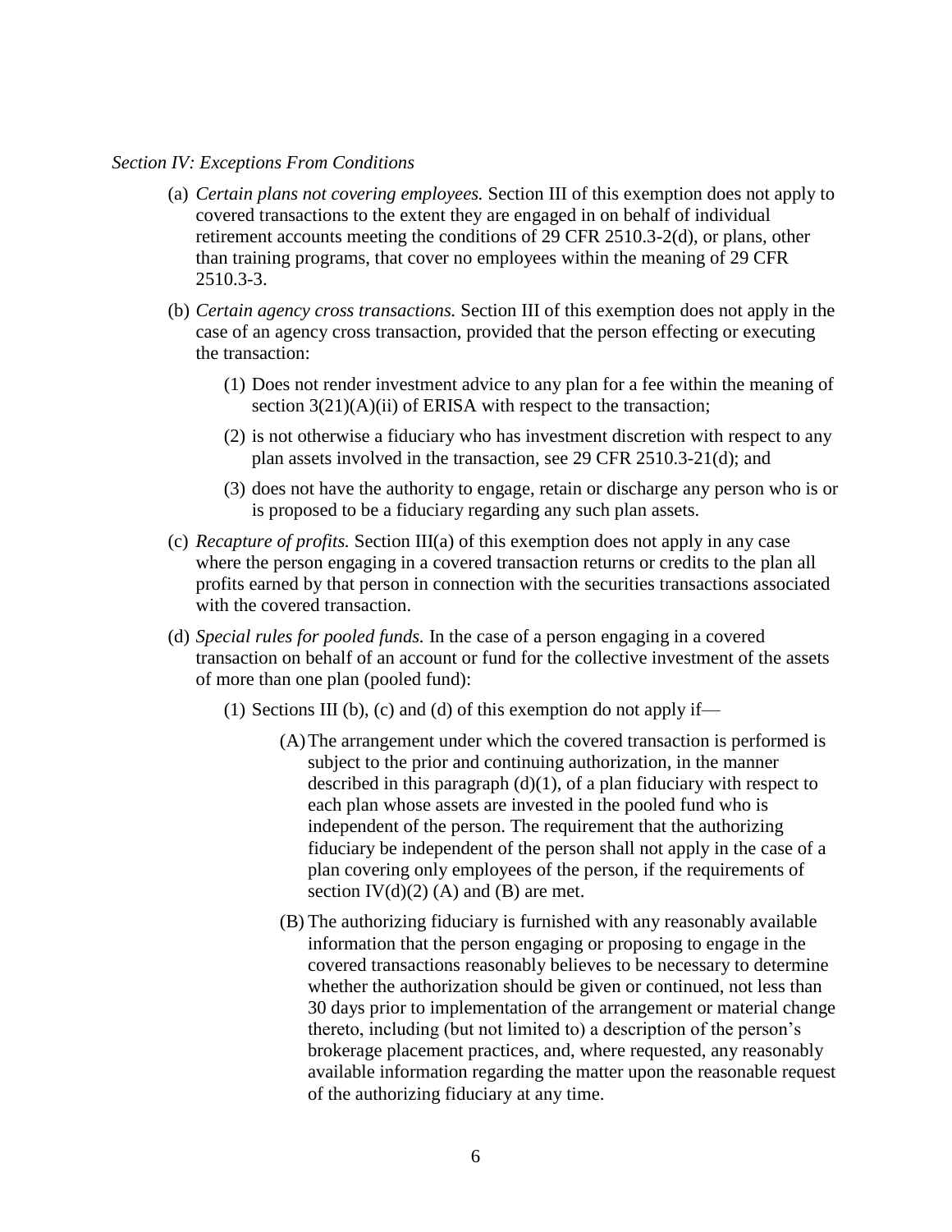*Section IV: Exceptions From Conditions*

(a) *Certain plans not covering employees.* Section III of this exemption does not apply to covered transactions to the extent they are engaged in on behalf of individual retirement accounts meeting the conditions of 29 CFR 2510.3-2(d), or plans, other than training programs, that cover no employees within the meaning of 29 CFR 2510.3-3.

(b) *Certain agency cross transactions.* Section III of this exemption does not apply in the case of an agency cross transaction, provided that the person effecting or executing the transaction:

  (1) Does not render investment advice to any plan for a fee within the meaning of section 3(21)(A)(ii) of ERISA with respect to the transaction;

  (2) is not otherwise a fiduciary who has investment discretion with respect to any plan assets involved in the transaction, see 29 CFR 2510.3-21(d); and

  (3) does not have the authority to engage, retain or discharge any person who is or is proposed to be a fiduciary regarding any such plan assets.

(c) *Recapture of profits.* Section III(a) of this exemption does not apply in any case where the person engaging in a covered transaction returns or credits to the plan all profits earned by that person in connection with the securities transactions associated with the covered transaction.

(d) *Special rules for pooled funds.* In the case of a person engaging in a covered transaction on behalf of an account or fund for the collective investment of the assets of more than one plan (pooled fund):

  (1) Sections III (b), (c) and (d) of this exemption do not apply if—

    (A) The arrangement under which the covered transaction is performed is subject to the prior and continuing authorization, in the manner described in this paragraph (d)(1), of a plan fiduciary with respect to each plan whose assets are invested in the pooled fund who is independent of the person. The requirement that the authorizing fiduciary be independent of the person shall not apply in the case of a plan covering only employees of the person, if the requirements of section IV(d)(2) (A) and (B) are met.

    (B) The authorizing fiduciary is furnished with any reasonably available information that the person engaging or proposing to engage in the covered transactions reasonably believes to be necessary to determine whether the authorization should be given or continued, not less than 30 days prior to implementation of the arrangement or material change thereto, including (but not limited to) a description of the person's brokerage placement practices, and, where requested, any reasonably available information regarding the matter upon the reasonable request of the authorizing fiduciary at any time.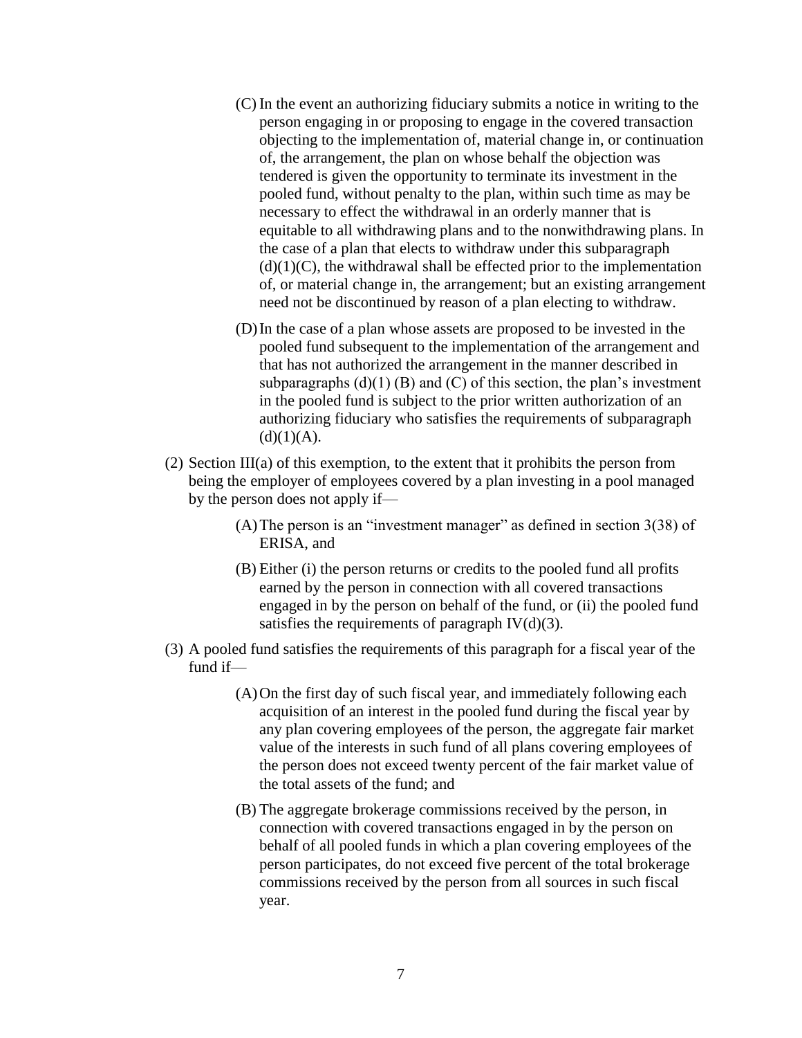(C) In the event an authorizing fiduciary submits a notice in writing to the person engaging in or proposing to engage in the covered transaction objecting to the implementation of, material change in, or continuation of, the arrangement, the plan on whose behalf the objection was tendered is given the opportunity to terminate its investment in the pooled fund, without penalty to the plan, within such time as may be necessary to effect the withdrawal in an orderly manner that is equitable to all withdrawing plans and to the nonwithdrawing plans. In the case of a plan that elects to withdraw under this subparagraph (d)(1)(C), the withdrawal shall be effected prior to the implementation of, or material change in, the arrangement; but an existing arrangement need not be discontinued by reason of a plan electing to withdraw.

(D) In the case of a plan whose assets are proposed to be invested in the pooled fund subsequent to the implementation of the arrangement and that has not authorized the arrangement in the manner described in subparagraphs (d)(1) (B) and (C) of this section, the plan's investment in the pooled fund is subject to the prior written authorization of an authorizing fiduciary who satisfies the requirements of subparagraph (d)(1)(A).

(2) Section III(a) of this exemption, to the extent that it prohibits the person from being the employer of employees covered by a plan investing in a pool managed by the person does not apply if—

(A) The person is an "investment manager" as defined in section 3(38) of ERISA, and

(B) Either (i) the person returns or credits to the pooled fund all profits earned by the person in connection with all covered transactions engaged in by the person on behalf of the fund, or (ii) the pooled fund satisfies the requirements of paragraph IV(d)(3).

(3) A pooled fund satisfies the requirements of this paragraph for a fiscal year of the fund if—

(A) On the first day of such fiscal year, and immediately following each acquisition of an interest in the pooled fund during the fiscal year by any plan covering employees of the person, the aggregate fair market value of the interests in such fund of all plans covering employees of the person does not exceed twenty percent of the fair market value of the total assets of the fund; and

(B) The aggregate brokerage commissions received by the person, in connection with covered transactions engaged in by the person on behalf of all pooled funds in which a plan covering employees of the person participates, do not exceed five percent of the total brokerage commissions received by the person from all sources in such fiscal year.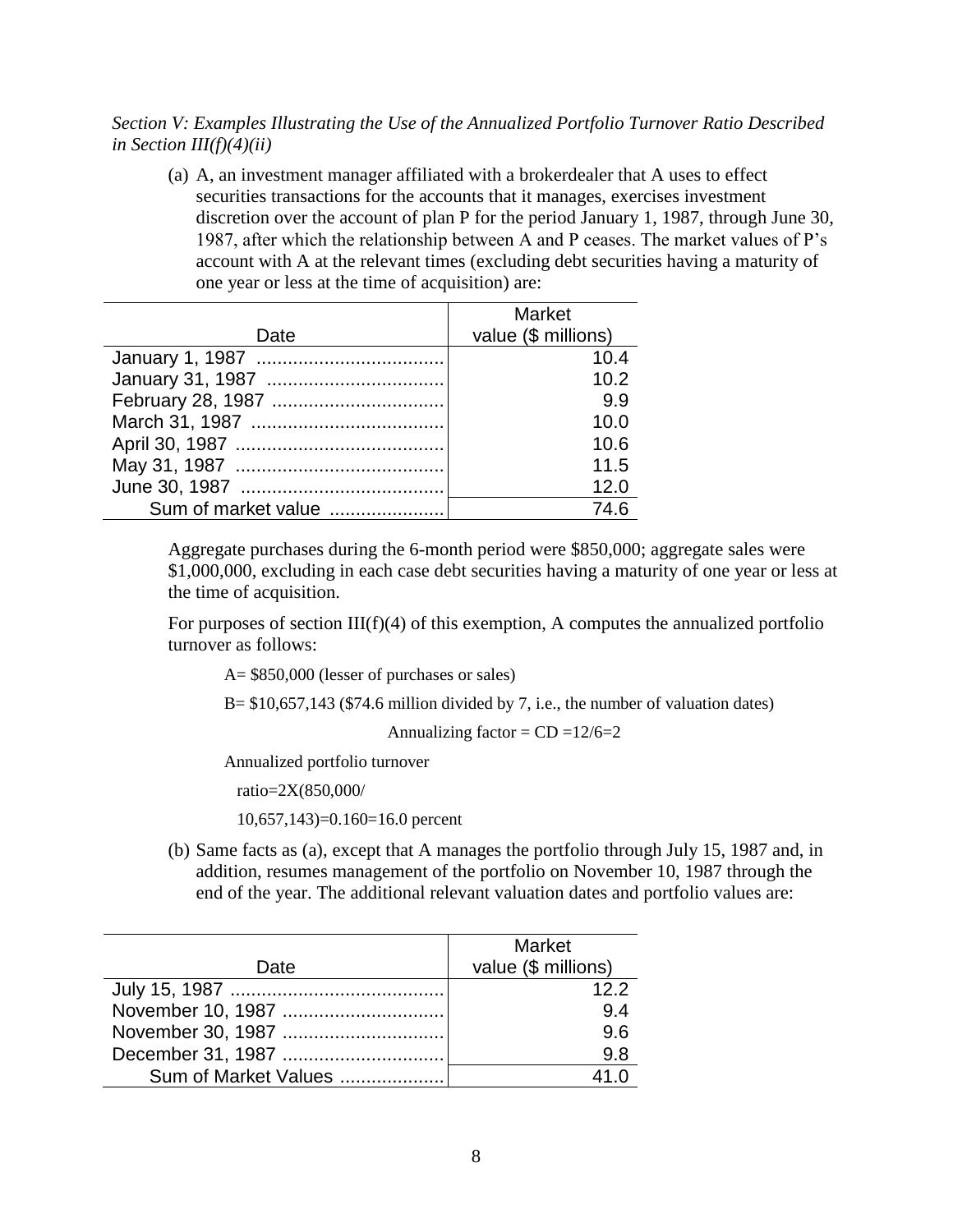*Section V: Examples Illustrating the Use of the Annualized Portfolio Turnover Ratio Described in Section III(f)(4)(ii)*

(a) A, an investment manager affiliated with a brokerdealer that A uses to effect securities transactions for the accounts that it manages, exercises investment discretion over the account of plan P for the period January 1, 1987, through June 30, 1987, after which the relationship between A and P ceases. The market values of P's account with A at the relevant times (excluding debt securities having a maturity of one year or less at the time of acquisition) are:

| Date | Market value ($ millions) |
|---|---:|
| January 1, 1987 | 10.4 |
| January 31, 1987 | 10.2 |
| February 28, 1987 | 9.9 |
| March 31, 1987 | 10.0 |
| April 30, 1987 | 10.6 |
| May 31, 1987 | 11.5 |
| June 30, 1987 | 12.0 |
| Sum of market value | 74.6 |

Aggregate purchases during the 6-month period were $850,000; aggregate sales were $1,000,000, excluding in each case debt securities having a maturity of one year or less at the time of acquisition.

For purposes of section III(f)(4) of this exemption, A computes the annualized portfolio turnover as follows:

A= $850,000 (lesser of purchases or sales)

B= $10,657,143 ($74.6 million divided by 7, i.e., the number of valuation dates)

Annualizing factor = CD =12/6=2

Annualized portfolio turnover

ratio=2X(850,000/

10,657,143)=0.160=16.0 percent

(b) Same facts as (a), except that A manages the portfolio through July 15, 1987 and, in addition, resumes management of the portfolio on November 10, 1987 through the end of the year. The additional relevant valuation dates and portfolio values are:

| Date | Market value ($ millions) |
|---|---:|
| July 15, 1987 | 12.2 |
| November 10, 1987 | 9.4 |
| November 30, 1987 | 9.6 |
| December 31, 1987 | 9.8 |
| Sum of Market Values | 41.0 |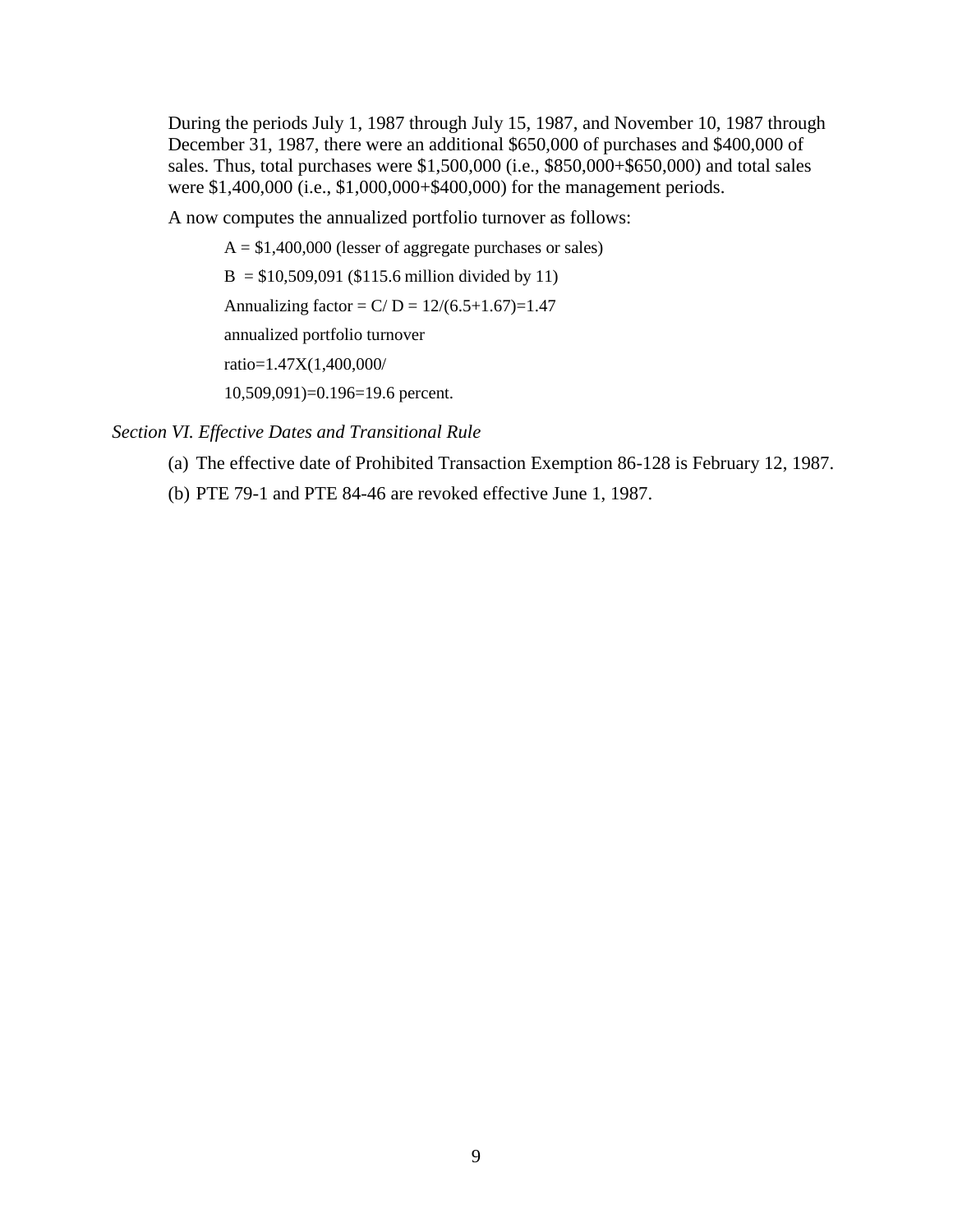During the periods July 1, 1987 through July 15, 1987, and November 10, 1987 through December 31, 1987, there were an additional $650,000 of purchases and $400,000 of sales. Thus, total purchases were $1,500,000 (i.e., $850,000+$650,000) and total sales were $1,400,000 (i.e., $1,000,000+$400,000) for the management periods.

A now computes the annualized portfolio turnover as follows:

A = $1,400,000 (lesser of aggregate purchases or sales)

B = $10,509,091 ($115.6 million divided by 11)

Annualizing factor = C/ D = 12/(6.5+1.67)=1.47

annualized portfolio turnover ratio=1.47X(1,400,000/ 10,509,091)=0.196=19.6 percent.

*Section VI. Effective Dates and Transitional Rule*

(a) The effective date of Prohibited Transaction Exemption 86-128 is February 12, 1987.

(b) PTE 79-1 and PTE 84-46 are revoked effective June 1, 1987.